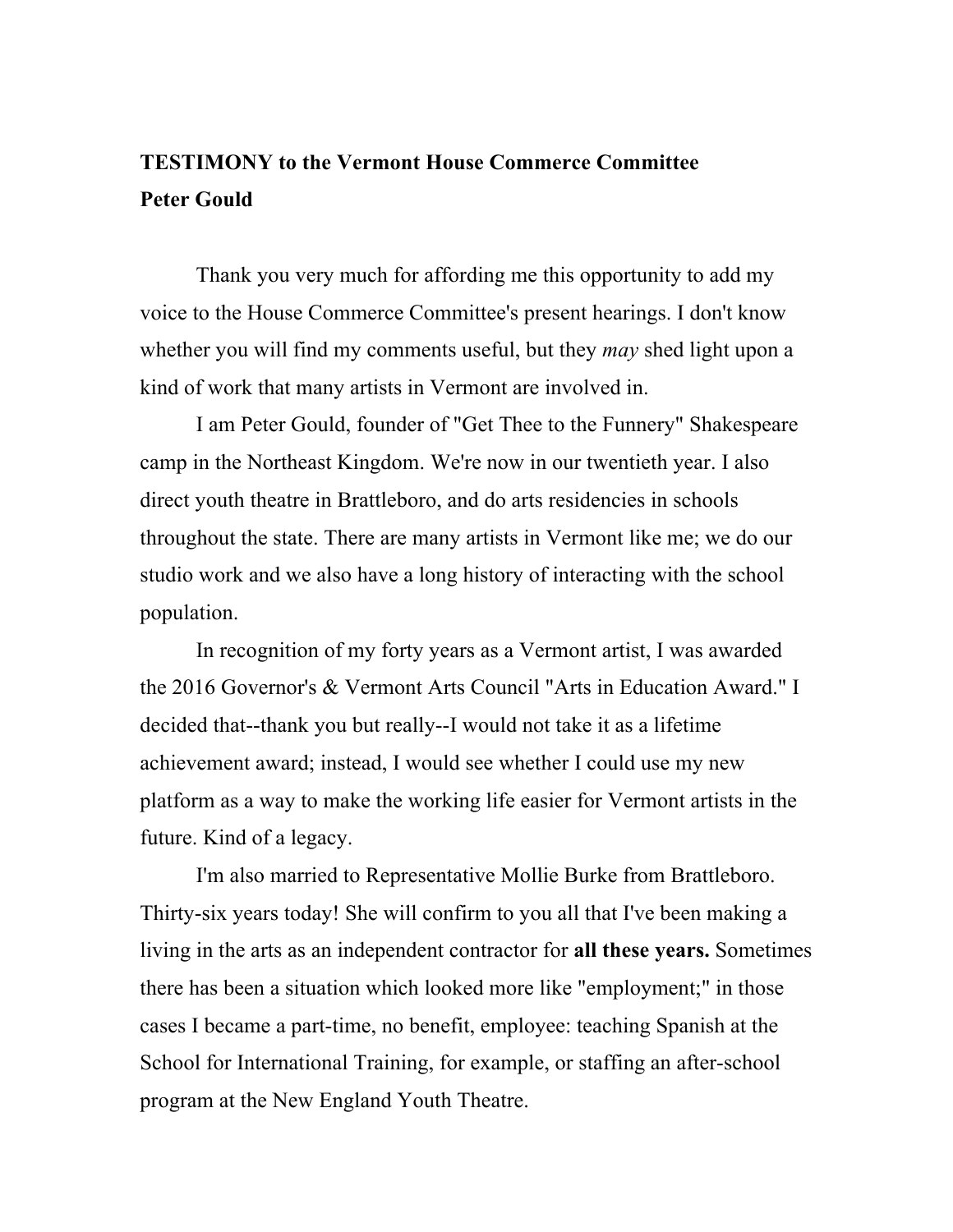**TESTIMONY to the Vermont House Commerce Committee**
**Peter Gould**

Thank you very much for affording me this opportunity to add my voice to the House Commerce Committee's present hearings. I don't know whether you will find my comments useful, but they *may* shed light upon a kind of work that many artists in Vermont are involved in.

I am Peter Gould, founder of "Get Thee to the Funnery" Shakespeare camp in the Northeast Kingdom. We're now in our twentieth year. I also direct youth theatre in Brattleboro, and do arts residencies in schools throughout the state. There are many artists in Vermont like me; we do our studio work and we also have a long history of interacting with the school population.

In recognition of my forty years as a Vermont artist, I was awarded the 2016 Governor's & Vermont Arts Council "Arts in Education Award." I decided that--thank you but really--I would not take it as a lifetime achievement award; instead, I would see whether I could use my new platform as a way to make the working life easier for Vermont artists in the future. Kind of a legacy.

I'm also married to Representative Mollie Burke from Brattleboro. Thirty-six years today! She will confirm to you all that I've been making a living in the arts as an independent contractor for **all these years.** Sometimes there has been a situation which looked more like "employment;" in those cases I became a part-time, no benefit, employee: teaching Spanish at the School for International Training, for example, or staffing an after-school program at the New England Youth Theatre.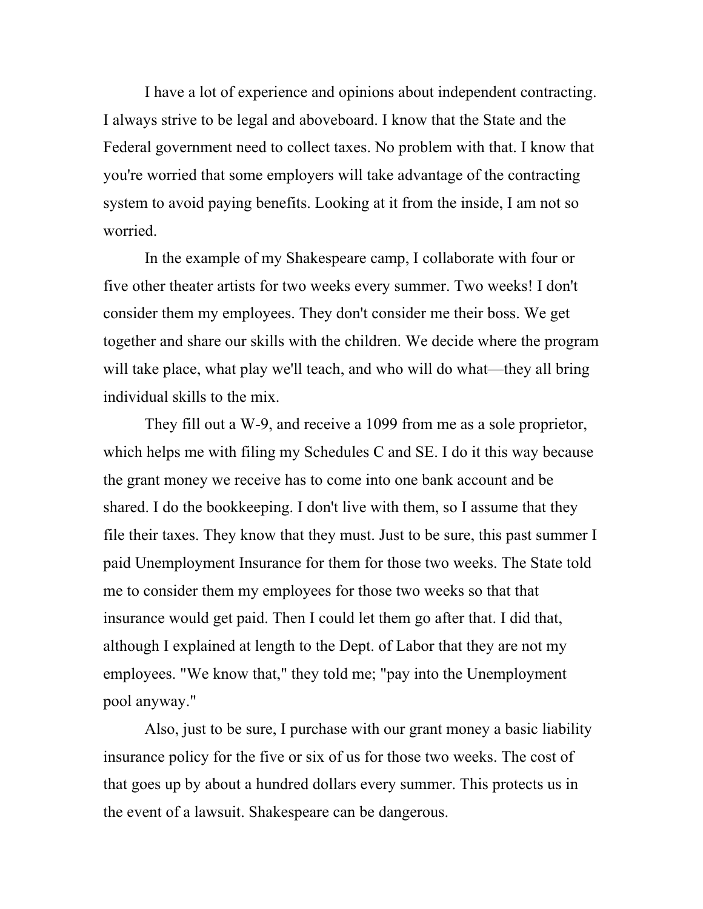I have a lot of experience and opinions about independent contracting. I always strive to be legal and aboveboard. I know that the State and the Federal government need to collect taxes. No problem with that. I know that you're worried that some employers will take advantage of the contracting system to avoid paying benefits. Looking at it from the inside, I am not so worried.

In the example of my Shakespeare camp, I collaborate with four or five other theater artists for two weeks every summer. Two weeks! I don't consider them my employees. They don't consider me their boss. We get together and share our skills with the children. We decide where the program will take place, what play we'll teach, and who will do what—they all bring individual skills to the mix.

They fill out a W-9, and receive a 1099 from me as a sole proprietor, which helps me with filing my Schedules C and SE. I do it this way because the grant money we receive has to come into one bank account and be shared. I do the bookkeeping. I don't live with them, so I assume that they file their taxes. They know that they must. Just to be sure, this past summer I paid Unemployment Insurance for them for those two weeks. The State told me to consider them my employees for those two weeks so that that insurance would get paid. Then I could let them go after that. I did that, although I explained at length to the Dept. of Labor that they are not my employees. "We know that," they told me; "pay into the Unemployment pool anyway."

Also, just to be sure, I purchase with our grant money a basic liability insurance policy for the five or six of us for those two weeks. The cost of that goes up by about a hundred dollars every summer. This protects us in the event of a lawsuit. Shakespeare can be dangerous.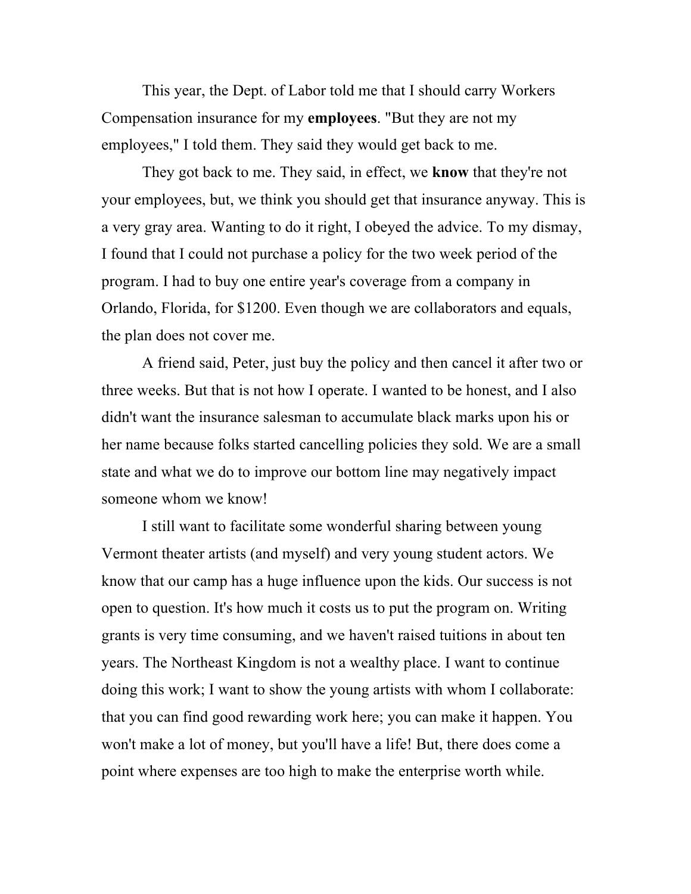This year, the Dept. of Labor told me that I should carry Workers Compensation insurance for my **employees**. "But they are not my employees," I told them. They said they would get back to me.

They got back to me. They said, in effect, we **know** that they're not your employees, but, we think you should get that insurance anyway. This is a very gray area. Wanting to do it right, I obeyed the advice. To my dismay, I found that I could not purchase a policy for the two week period of the program. I had to buy one entire year's coverage from a company in Orlando, Florida, for $1200. Even though we are collaborators and equals, the plan does not cover me.

A friend said, Peter, just buy the policy and then cancel it after two or three weeks. But that is not how I operate. I wanted to be honest, and I also didn't want the insurance salesman to accumulate black marks upon his or her name because folks started cancelling policies they sold. We are a small state and what we do to improve our bottom line may negatively impact someone whom we know!

I still want to facilitate some wonderful sharing between young Vermont theater artists (and myself) and very young student actors. We know that our camp has a huge influence upon the kids. Our success is not open to question. It's how much it costs us to put the program on. Writing grants is very time consuming, and we haven't raised tuitions in about ten years. The Northeast Kingdom is not a wealthy place. I want to continue doing this work; I want to show the young artists with whom I collaborate: that you can find good rewarding work here; you can make it happen. You won't make a lot of money, but you'll have a life! But, there does come a point where expenses are too high to make the enterprise worth while.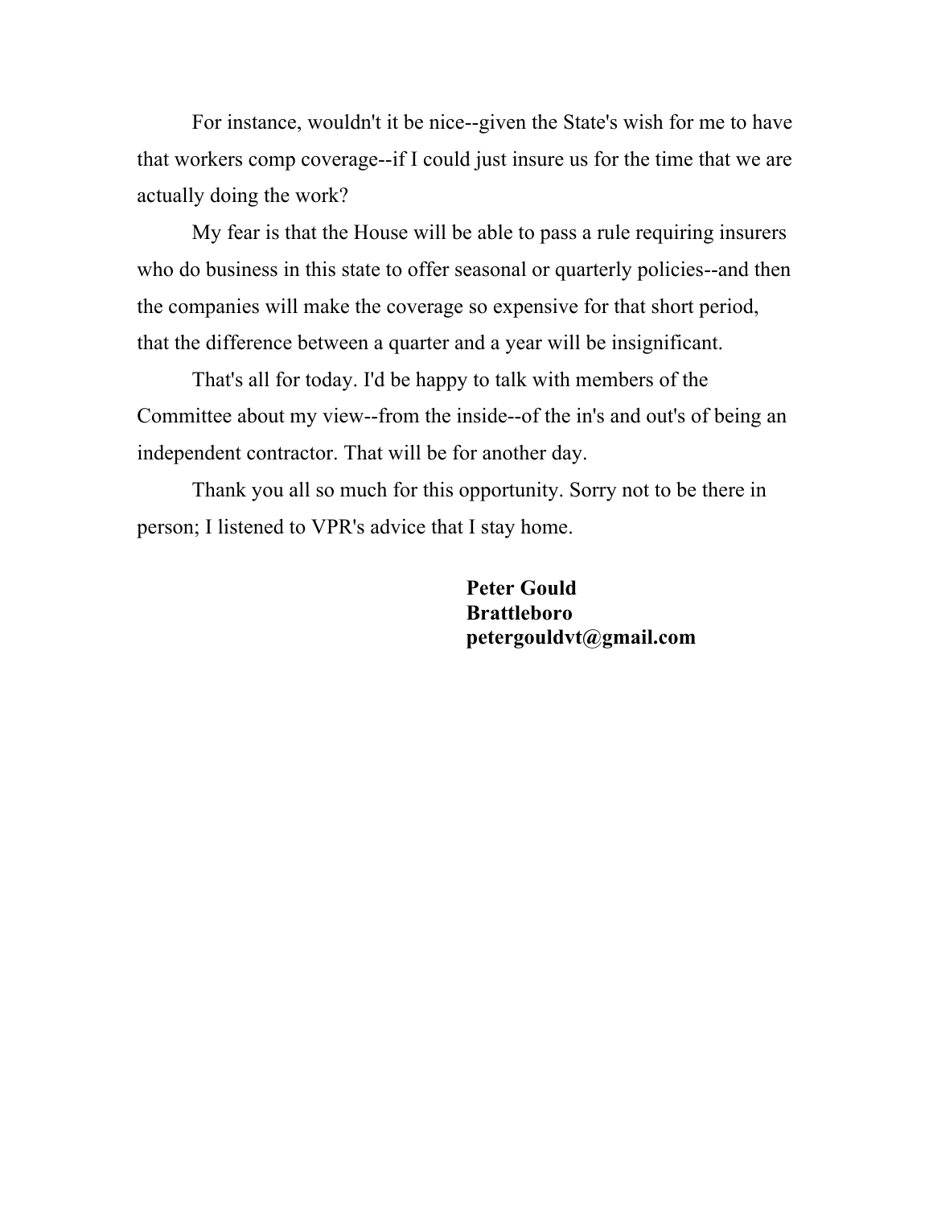For instance, wouldn't it be nice--given the State's wish for me to have that workers comp coverage--if I could just insure us for the time that we are actually doing the work?

My fear is that the House will be able to pass a rule requiring insurers who do business in this state to offer seasonal or quarterly policies--and then the companies will make the coverage so expensive for that short period, that the difference between a quarter and a year will be insignificant.

That's all for today. I'd be happy to talk with members of the Committee about my view--from the inside--of the in's and out's of being an independent contractor. That will be for another day.

Thank you all so much for this opportunity. Sorry not to be there in person; I listened to VPR's advice that I stay home.

**Peter Gould**
**Brattleboro**
**petergouldvt@gmail.com**